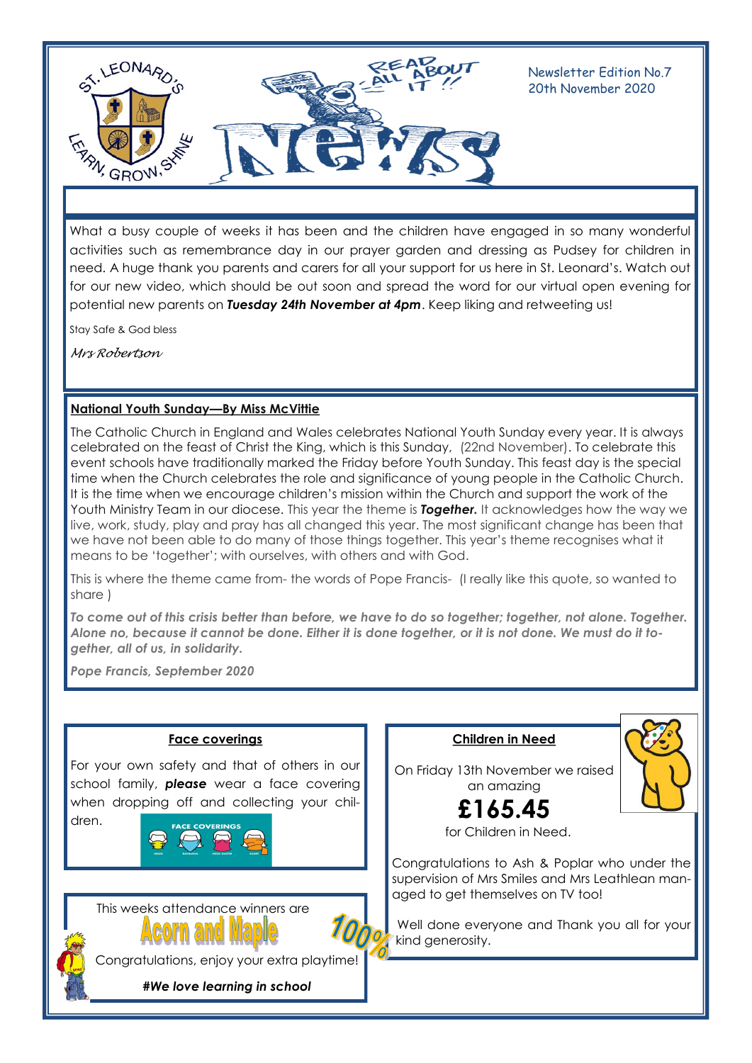ST. LEONARD'S — LEARN, GROW, SHINE

READ ALL ABOUT IT!! News

Newsletter Edition No.7
20th November 2020

What a busy couple of weeks it has been and the children have engaged in so many wonderful activities such as remembrance day in our prayer garden and dressing as Pudsey for children in need. A huge thank you parents and carers for all your support for us here in St. Leonard's. Watch out for our new video, which should be out soon and spread the word for our virtual open evening for potential new parents on ***Tuesday 24th November at 4pm***. Keep liking and retweeting us!

Stay Safe & God bless

*Mrs Robertson*

## National Youth Sunday—By Miss McVittie

The Catholic Church in England and Wales celebrates National Youth Sunday every year. It is always celebrated on the feast of Christ the King, which is this Sunday, (22nd November). To celebrate this event schools have traditionally marked the Friday before Youth Sunday. This feast day is the special time when the Church celebrates the role and significance of young people in the Catholic Church. It is the time when we encourage children's mission within the Church and support the work of the Youth Ministry Team in our diocese. This year the theme is ***Together.*** It acknowledges how the way we live, work, study, play and pray has all changed this year. The most significant change has been that we have not been able to do many of those things together. This year's theme recognises what it means to be 'together'; with ourselves, with others and with God.

This is where the theme came from- the words of Pope Francis- (I really like this quote, so wanted to share )

***To come out of this crisis better than before, we have to do so together; together, not alone. Together. Alone no, because it cannot be done. Either it is done together, or it is not done. We must do it together, all of us, in solidarity.***

***Pope Francis, September 2020***

## Face coverings

For your own safety and that of others in our school family, ***please*** wear a face covering when dropping off and collecting your children.

This weeks attendance winners are

**Acorn and Maple** 100%

Congratulations, enjoy your extra playtime!

***#We love learning in school***

## Children in Need

On Friday 13th November we raised an amazing

**£165.45**

for Children in Need.

Congratulations to Ash & Poplar who under the supervision of Mrs Smiles and Mrs Leathlean managed to get themselves on TV too!

Well done everyone and Thank you all for your kind generosity.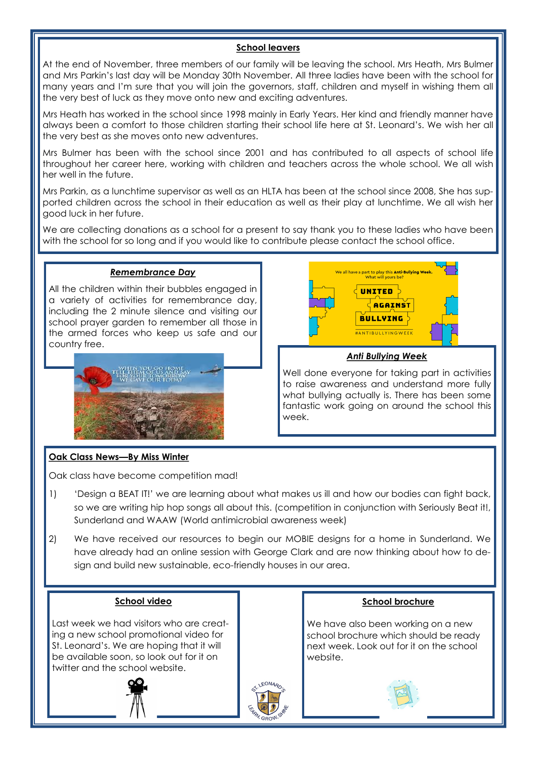## School leavers

At the end of November, three members of our family will be leaving the school. Mrs Heath, Mrs Bulmer and Mrs Parkin's last day will be Monday 30th November. All three ladies have been with the school for many years and I'm sure that you will join the governors, staff, children and myself in wishing them all the very best of luck as they move onto new and exciting adventures.

Mrs Heath has worked in the school since 1998 mainly in Early Years. Her kind and friendly manner have always been a comfort to those children starting their school life here at St. Leonard's. We wish her all the very best as she moves onto new adventures.

Mrs Bulmer has been with the school since 2001 and has contributed to all aspects of school life throughout her career here, working with children and teachers across the whole school. We all wish her well in the future.

Mrs Parkin, as a lunchtime supervisor as well as an HLTA has been at the school since 2008, She has supported children across the school in their education as well as their play at lunchtime. We all wish her good luck in her future.

We are collecting donations as a school for a present to say thank you to these ladies who have been with the school for so long and if you would like to contribute please contact the school office.

## *Remembrance Day*

All the children within their bubbles engaged in a variety of activities for remembrance day, including the 2 minute silence and visiting our school prayer garden to remember all those in the armed forces who keep us safe and our country free.

## *Anti Bullying Week*

Well done everyone for taking part in activities to raise awareness and understand more fully what bullying actually is. There has been some fantastic work going on around the school this week.

## Oak Class News—By Miss Winter

Oak class have become competition mad!

1) 'Design a BEAT IT!' we are learning about what makes us ill and how our bodies can fight back, so we are writing hip hop songs all about this. (competition in conjunction with Seriously Beat it!, Sunderland and WAAW (World antimicrobial awareness week)

2) We have received our resources to begin our MOBIE designs for a home in Sunderland. We have already had an online session with George Clark and are now thinking about how to design and build new sustainable, eco-friendly houses in our area.

## School video

Last week we had visitors who are creating a new school promotional video for St. Leonard's. We are hoping that it will be available soon, so look out for it on twitter and the school website.

## School brochure

We have also been working on a new school brochure which should be ready next week. Look out for it on the school website.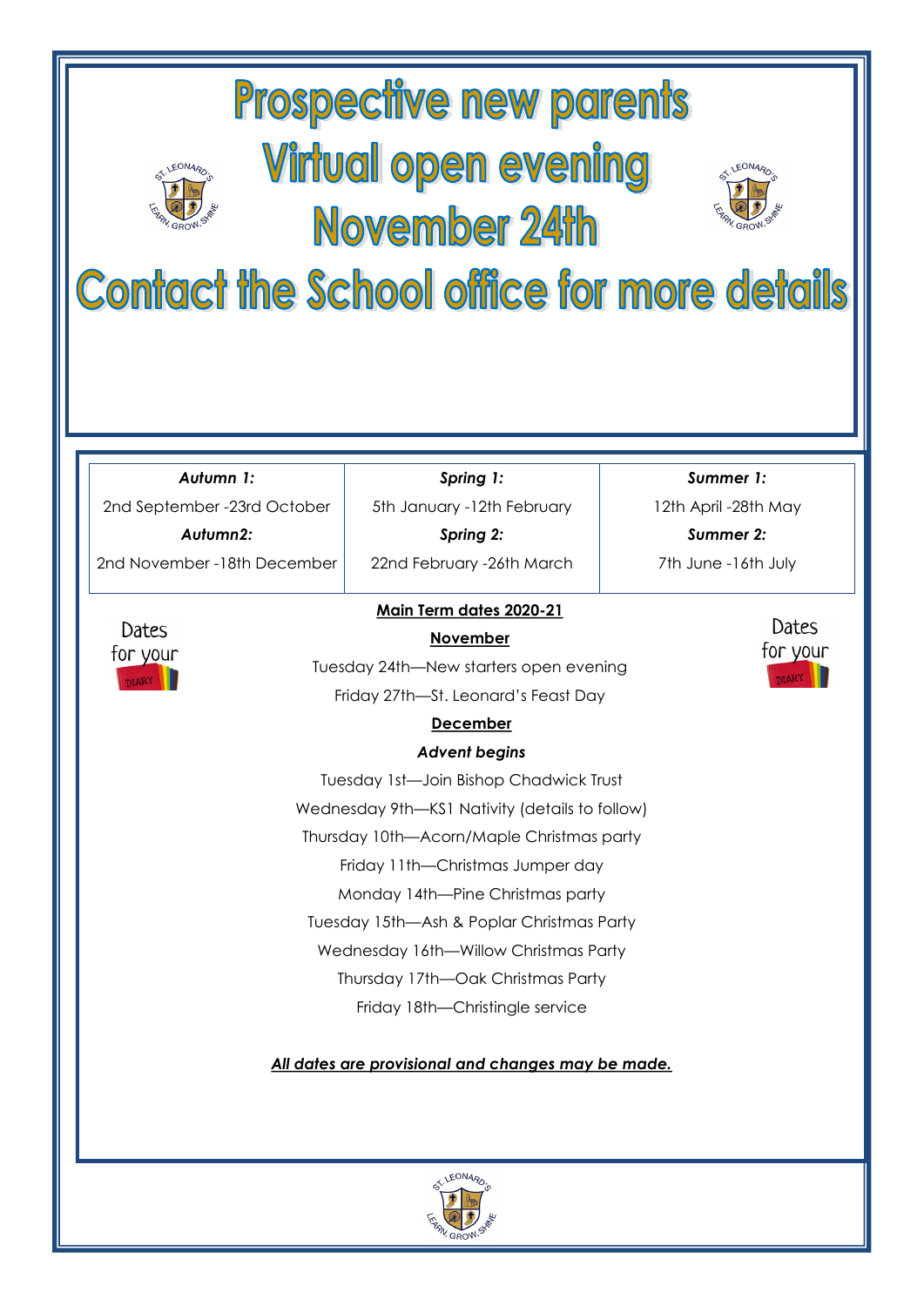# Prospective new parents
# Virtual open evening
# November 24th
# Contact the School office for more details

| | | |
|---|---|---|
| ***Autumn 1:*** | ***Spring 1:*** | ***Summer 1:*** |
| 2nd September -23rd October | 5th January -12th February | 12th April -28th May |
| ***Autumn2:*** | ***Spring 2:*** | ***Summer 2:*** |
| 2nd November -18th December | 22nd February -26th March | 7th June -16th July |

Dates for your DIARY

**<u>Main Term dates 2020-21</u>**

**<u>November</u>**

Tuesday 24th—New starters open evening

Friday 27th—St. Leonard's Feast Day

**<u>December</u>**

***Advent begins***

Tuesday 1st—Join Bishop Chadwick Trust

Wednesday 9th—KS1 Nativity (details to follow)

Thursday 10th—Acorn/Maple Christmas party

Friday 11th—Christmas Jumper day

Monday 14th—Pine Christmas party

Tuesday 15th—Ash & Poplar Christmas Party

Wednesday 16th—Willow Christmas Party

Thursday 17th—Oak Christmas Party

Friday 18th—Christingle service

***<u>All dates are provisional and changes may be made.</u>***